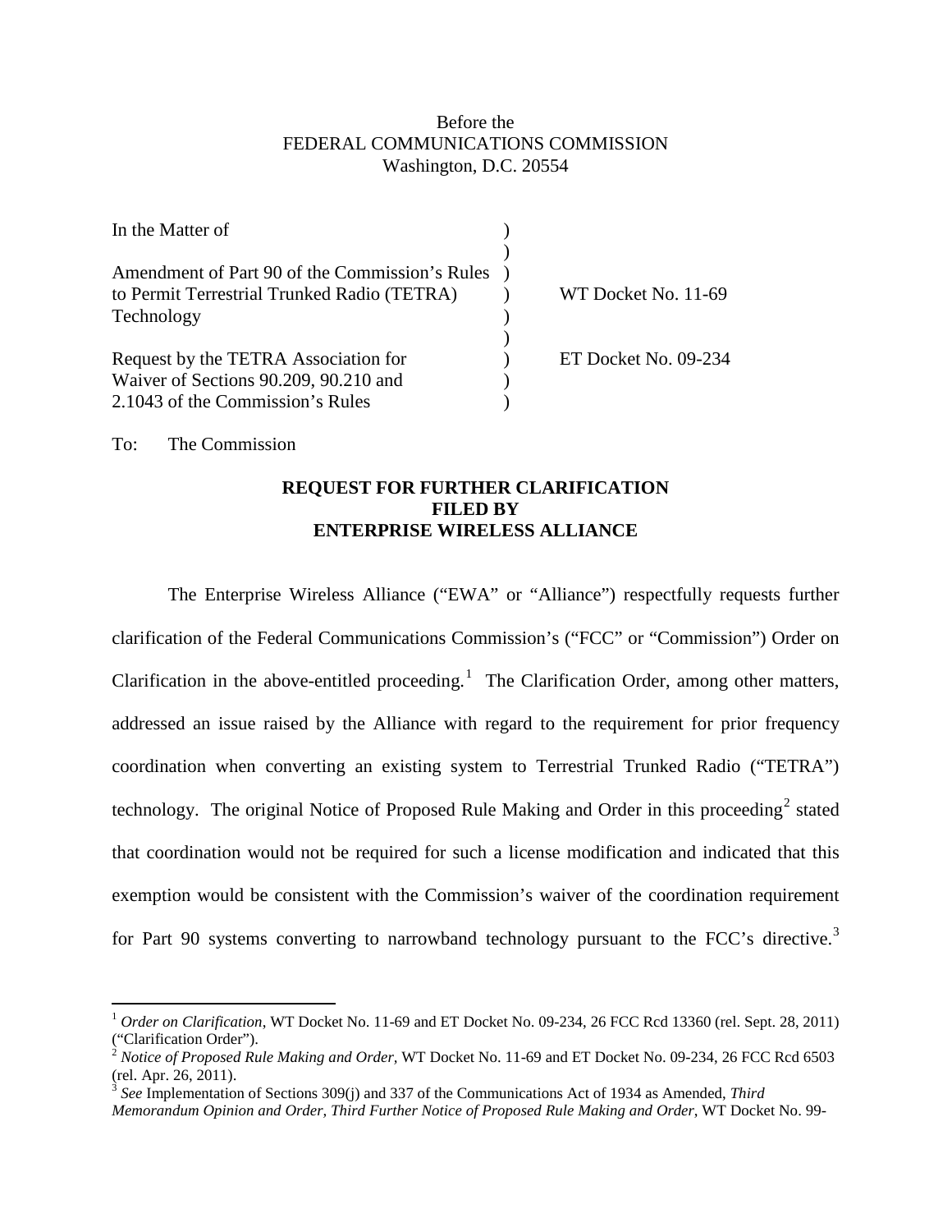Before the
FEDERAL COMMUNICATIONS COMMISSION
Washington, D.C. 20554

| | | |
|---|---|---|
| In the Matter of | ) | |
| | ) | |
| Amendment of Part 90 of the Commission's Rules | ) | |
| to Permit Terrestrial Trunked Radio (TETRA) | ) | WT Docket No. 11-69 |
| Technology | ) | |
| | ) | |
| Request by the TETRA Association for | ) | ET Docket No. 09-234 |
| Waiver of Sections 90.209, 90.210 and | ) | |
| 2.1043 of the Commission's Rules | ) | |

To: The Commission

**REQUEST FOR FURTHER CLARIFICATION**
**FILED BY**
**ENTERPRISE WIRELESS ALLIANCE**

The Enterprise Wireless Alliance ("EWA" or "Alliance") respectfully requests further clarification of the Federal Communications Commission's ("FCC" or "Commission") Order on Clarification in the above-entitled proceeding.[1] The Clarification Order, among other matters, addressed an issue raised by the Alliance with regard to the requirement for prior frequency coordination when converting an existing system to Terrestrial Trunked Radio ("TETRA") technology. The original Notice of Proposed Rule Making and Order in this proceeding[2] stated that coordination would not be required for such a license modification and indicated that this exemption would be consistent with the Commission's waiver of the coordination requirement for Part 90 systems converting to narrowband technology pursuant to the FCC's directive.[3]

---

[1] *Order on Clarification*, WT Docket No. 11-69 and ET Docket No. 09-234, 26 FCC Rcd 13360 (rel. Sept. 28, 2011) ("Clarification Order").

[2] *Notice of Proposed Rule Making and Order,* WT Docket No. 11-69 and ET Docket No. 09-234, 26 FCC Rcd 6503 (rel. Apr. 26, 2011).

[3] *See* Implementation of Sections 309(j) and 337 of the Communications Act of 1934 as Amended, *Third Memorandum Opinion and Order, Third Further Notice of Proposed Rule Making and Order*, WT Docket No. 99-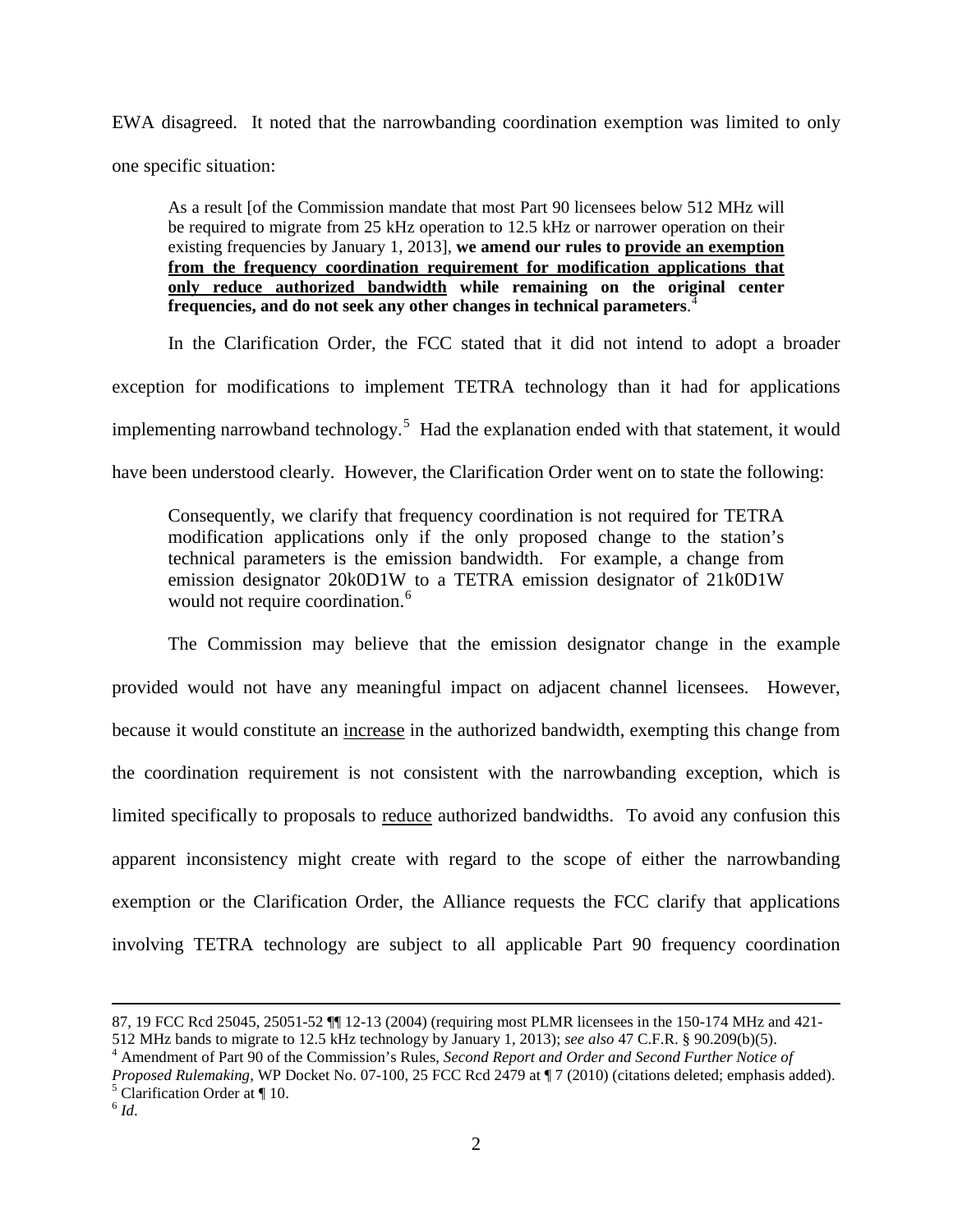EWA disagreed. It noted that the narrowbanding coordination exemption was limited to only one specific situation:

> As a result [of the Commission mandate that most Part 90 licensees below 512 MHz will be required to migrate from 25 kHz operation to 12.5 kHz or narrower operation on their existing frequencies by January 1, 2013], **we amend our rules to <u>provide an exemption from the frequency coordination requirement for modification applications that only reduce authorized bandwidth</u> while remaining on the original center frequencies, and do not seek any other changes in technical parameters**.[4]

In the Clarification Order, the FCC stated that it did not intend to adopt a broader exception for modifications to implement TETRA technology than it had for applications implementing narrowband technology.[5] Had the explanation ended with that statement, it would have been understood clearly. However, the Clarification Order went on to state the following:

> Consequently, we clarify that frequency coordination is not required for TETRA modification applications only if the only proposed change to the station's technical parameters is the emission bandwidth. For example, a change from emission designator 20k0D1W to a TETRA emission designator of 21k0D1W would not require coordination.[6]

The Commission may believe that the emission designator change in the example provided would not have any meaningful impact on adjacent channel licensees. However, because it would constitute an <u>increase</u> in the authorized bandwidth, exempting this change from the coordination requirement is not consistent with the narrowbanding exception, which is limited specifically to proposals to <u>reduce</u> authorized bandwidths. To avoid any confusion this apparent inconsistency might create with regard to the scope of either the narrowbanding exemption or the Clarification Order, the Alliance requests the FCC clarify that applications involving TETRA technology are subject to all applicable Part 90 frequency coordination

---

87, 19 FCC Rcd 25045, 25051-52 ¶¶ 12-13 (2004) (requiring most PLMR licensees in the 150-174 MHz and 421-512 MHz bands to migrate to 12.5 kHz technology by January 1, 2013); *see also* 47 C.F.R. § 90.209(b)(5).

[4] Amendment of Part 90 of the Commission's Rules, *Second Report and Order and Second Further Notice of Proposed Rulemaking*, WP Docket No. 07-100, 25 FCC Rcd 2479 at ¶ 7 (2010) (citations deleted; emphasis added).

[5] Clarification Order at ¶ 10.

[6] *Id*.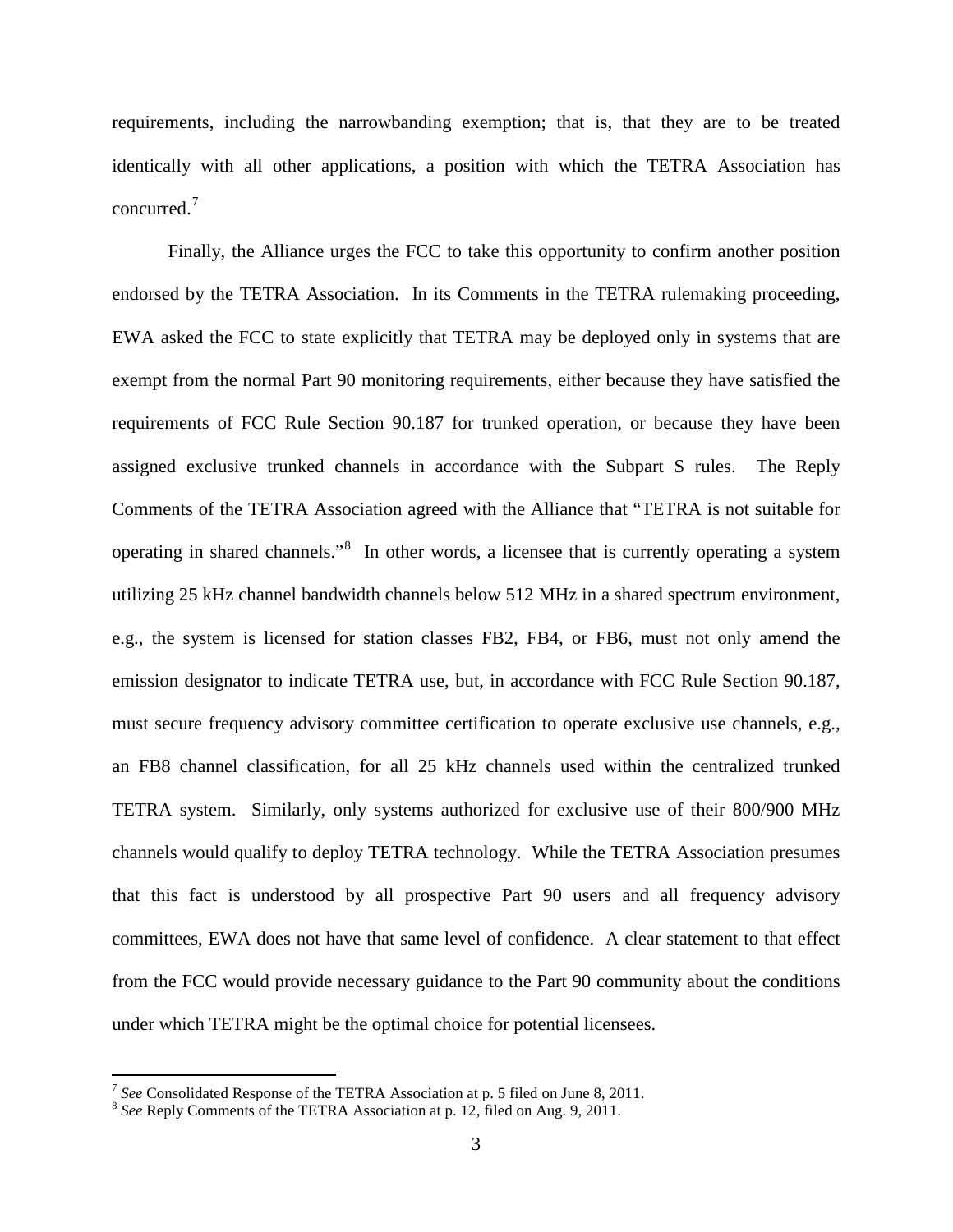requirements, including the narrowbanding exemption; that is, that they are to be treated identically with all other applications, a position with which the TETRA Association has concurred.[7]

Finally, the Alliance urges the FCC to take this opportunity to confirm another position endorsed by the TETRA Association. In its Comments in the TETRA rulemaking proceeding, EWA asked the FCC to state explicitly that TETRA may be deployed only in systems that are exempt from the normal Part 90 monitoring requirements, either because they have satisfied the requirements of FCC Rule Section 90.187 for trunked operation, or because they have been assigned exclusive trunked channels in accordance with the Subpart S rules. The Reply Comments of the TETRA Association agreed with the Alliance that "TETRA is not suitable for operating in shared channels."[8] In other words, a licensee that is currently operating a system utilizing 25 kHz channel bandwidth channels below 512 MHz in a shared spectrum environment, e.g., the system is licensed for station classes FB2, FB4, or FB6, must not only amend the emission designator to indicate TETRA use, but, in accordance with FCC Rule Section 90.187, must secure frequency advisory committee certification to operate exclusive use channels, e.g., an FB8 channel classification, for all 25 kHz channels used within the centralized trunked TETRA system. Similarly, only systems authorized for exclusive use of their 800/900 MHz channels would qualify to deploy TETRA technology. While the TETRA Association presumes that this fact is understood by all prospective Part 90 users and all frequency advisory committees, EWA does not have that same level of confidence. A clear statement to that effect from the FCC would provide necessary guidance to the Part 90 community about the conditions under which TETRA might be the optimal choice for potential licensees.

---

[7] *See* Consolidated Response of the TETRA Association at p. 5 filed on June 8, 2011.

[8] *See* Reply Comments of the TETRA Association at p. 12, filed on Aug. 9, 2011.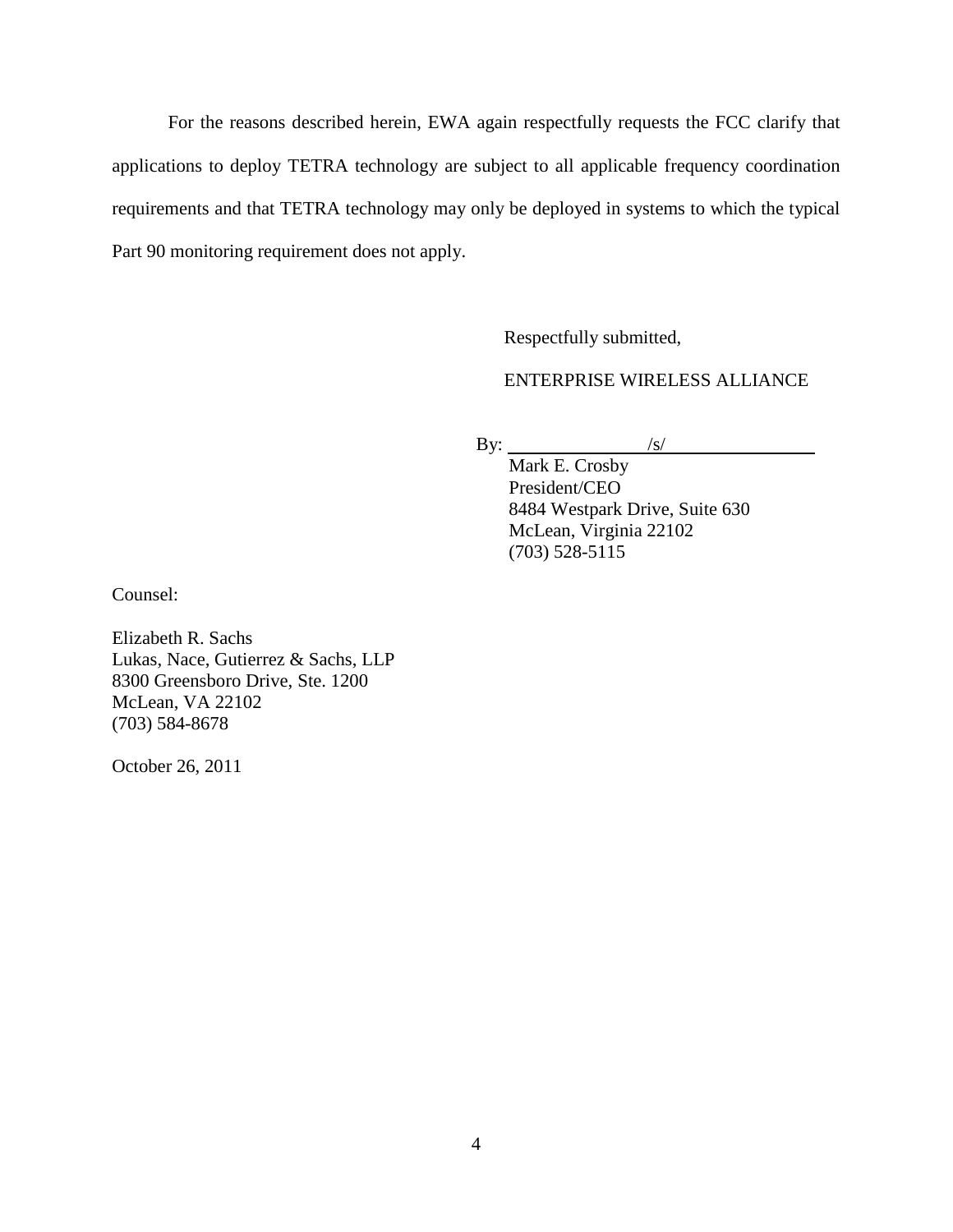For the reasons described herein, EWA again respectfully requests the FCC clarify that applications to deploy TETRA technology are subject to all applicable frequency coordination requirements and that TETRA technology may only be deployed in systems to which the typical Part 90 monitoring requirement does not apply.

Respectfully submitted,

ENTERPRISE WIRELESS ALLIANCE

By: /s/
Mark E. Crosby
President/CEO
8484 Westpark Drive, Suite 630
McLean, Virginia 22102
(703) 528-5115

Counsel:

Elizabeth R. Sachs
Lukas, Nace, Gutierrez & Sachs, LLP
8300 Greensboro Drive, Ste. 1200
McLean, VA 22102
(703) 584-8678

October 26, 2011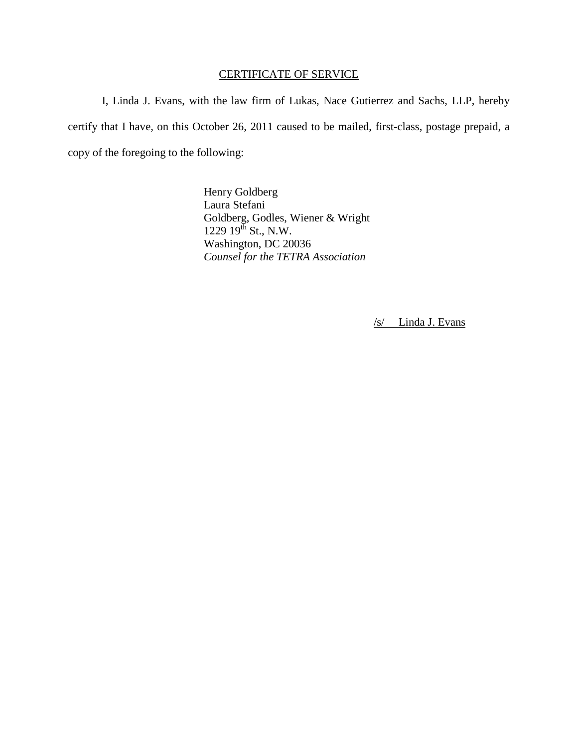## CERTIFICATE OF SERVICE

I, Linda J. Evans, with the law firm of Lukas, Nace Gutierrez and Sachs, LLP, hereby certify that I have, on this October 26, 2011 caused to be mailed, first-class, postage prepaid, a copy of the foregoing to the following:

> Henry Goldberg
> Laura Stefani
> Goldberg, Godles, Wiener & Wright
> 1229 19th St., N.W.
> Washington, DC 20036
> *Counsel for the TETRA Association*

/s/ Linda J. Evans